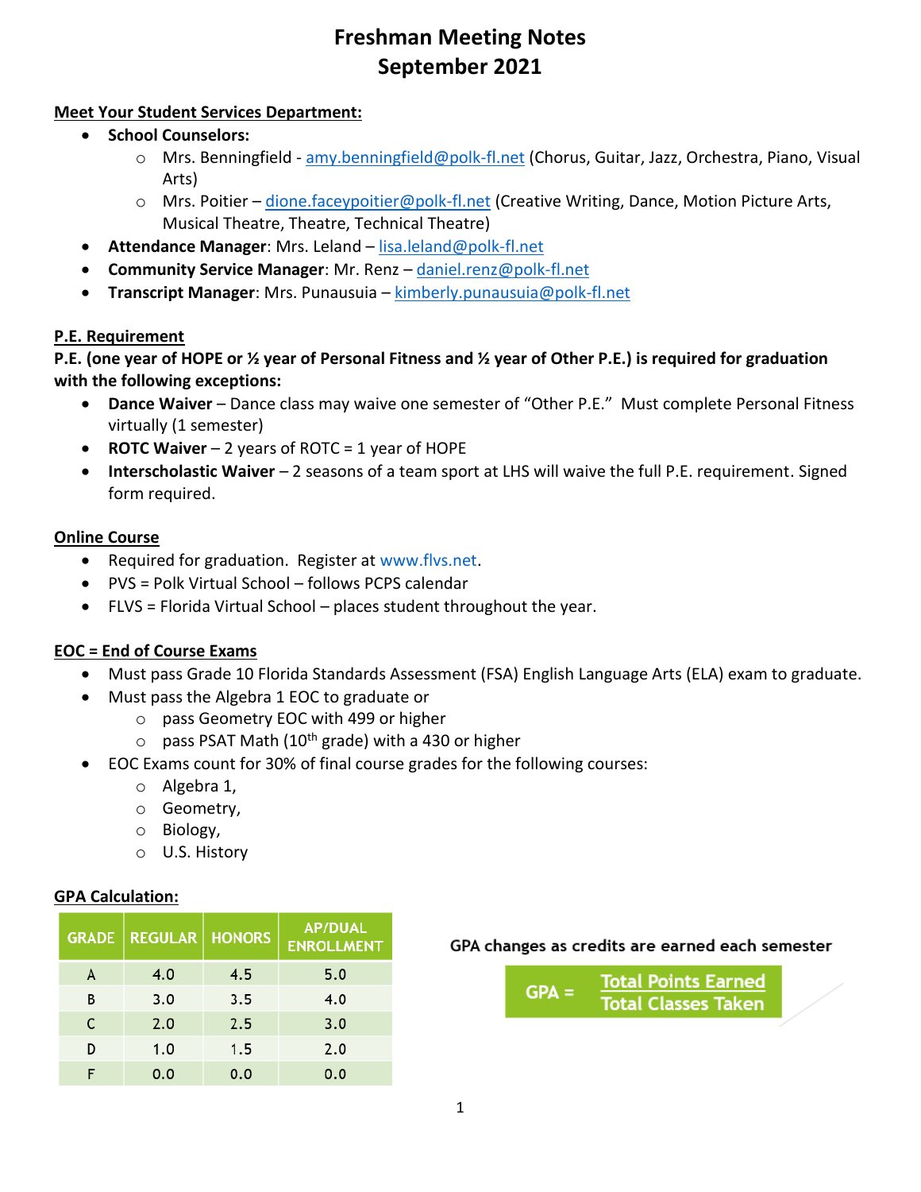# Freshman Meeting Notes
# September 2021

**Meet Your Student Services Department:**

- **School Counselors:**
  - Mrs. Benningfield - amy.benningfield@polk-fl.net (Chorus, Guitar, Jazz, Orchestra, Piano, Visual Arts)
  - Mrs. Poitier – dione.faceypoitier@polk-fl.net (Creative Writing, Dance, Motion Picture Arts, Musical Theatre, Theatre, Technical Theatre)
- **Attendance Manager**: Mrs. Leland – lisa.leland@polk-fl.net
- **Community Service Manager**: Mr. Renz – daniel.renz@polk-fl.net
- **Transcript Manager**: Mrs. Punausuia – kimberly.punausuia@polk-fl.net

**P.E. Requirement**

**P.E. (one year of HOPE or ½ year of Personal Fitness and ½ year of Other P.E.) is required for graduation with the following exceptions:**

- **Dance Waiver** – Dance class may waive one semester of "Other P.E." Must complete Personal Fitness virtually (1 semester)
- **ROTC Waiver** – 2 years of ROTC = 1 year of HOPE
- **Interscholastic Waiver** – 2 seasons of a team sport at LHS will waive the full P.E. requirement. Signed form required.

**Online Course**

- Required for graduation. Register at www.flvs.net.
- PVS = Polk Virtual School – follows PCPS calendar
- FLVS = Florida Virtual School – places student throughout the year.

**EOC = End of Course Exams**

- Must pass Grade 10 Florida Standards Assessment (FSA) English Language Arts (ELA) exam to graduate.
- Must pass the Algebra 1 EOC to graduate or
  - pass Geometry EOC with 499 or higher
  - pass PSAT Math (10th grade) with a 430 or higher
- EOC Exams count for 30% of final course grades for the following courses:
  - Algebra 1,
  - Geometry,
  - Biology,
  - U.S. History

**GPA Calculation:**

| GRADE | REGULAR | HONORS | AP/DUAL ENROLLMENT |
|---|---|---|---|
| A | 4.0 | 4.5 | 5.0 |
| B | 3.0 | 3.5 | 4.0 |
| C | 2.0 | 2.5 | 3.0 |
| D | 1.0 | 1.5 | 2.0 |
| F | 0.0 | 0.0 | 0.0 |

GPA changes as credits are earned each semester

$$\text{GPA} = \frac{\text{Total Points Earned}}{\text{Total Classes Taken}}$$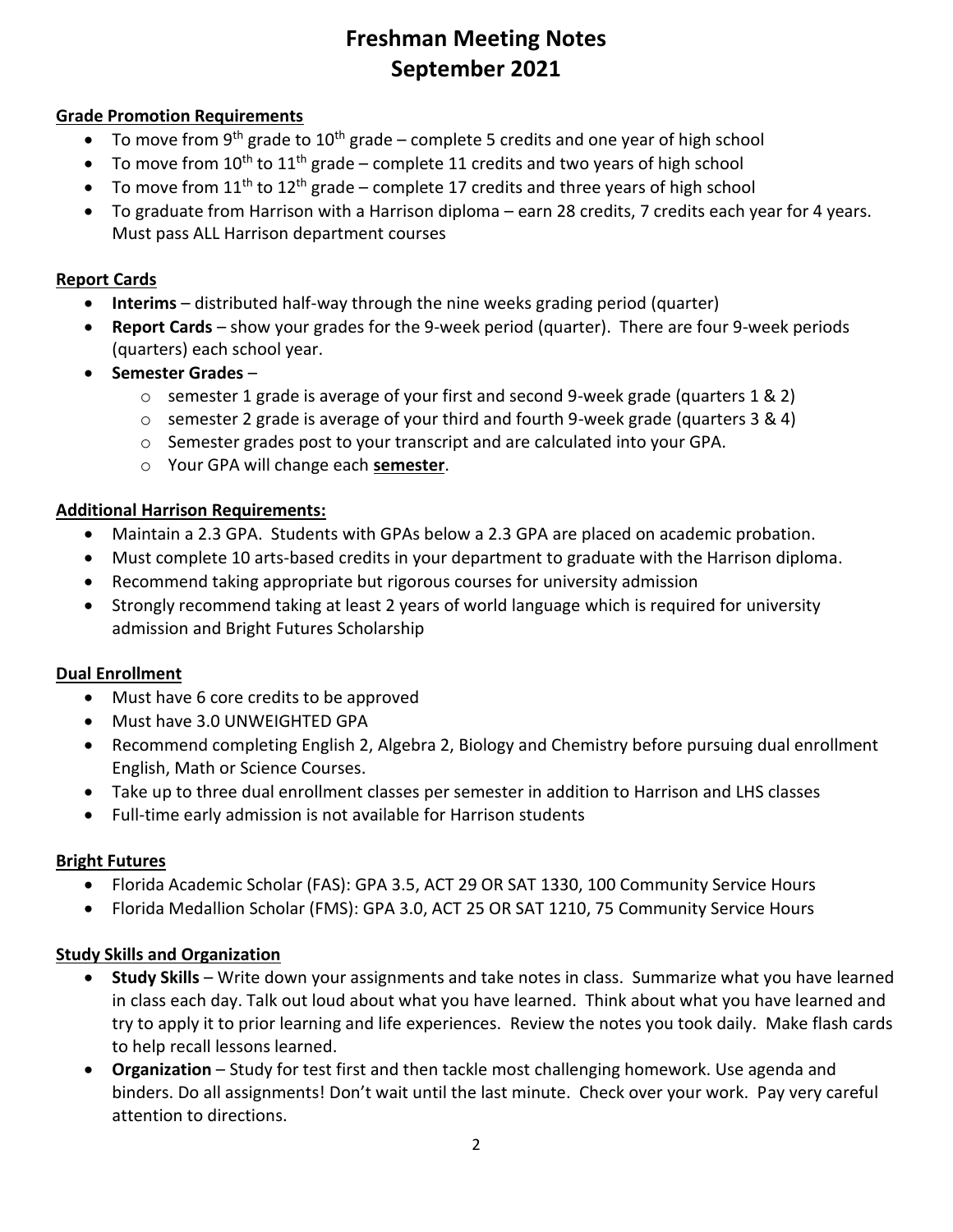# Freshman Meeting Notes
# September 2021

**Grade Promotion Requirements**

- To move from 9th grade to 10th grade – complete 5 credits and one year of high school
- To move from 10th to 11th grade – complete 11 credits and two years of high school
- To move from 11th to 12th grade – complete 17 credits and three years of high school
- To graduate from Harrison with a Harrison diploma – earn 28 credits, 7 credits each year for 4 years. Must pass ALL Harrison department courses

**Report Cards**

- **Interims** – distributed half-way through the nine weeks grading period (quarter)
- **Report Cards** – show your grades for the 9-week period (quarter). There are four 9-week periods (quarters) each school year.
- **Semester Grades** –
  - semester 1 grade is average of your first and second 9-week grade (quarters 1 & 2)
  - semester 2 grade is average of your third and fourth 9-week grade (quarters 3 & 4)
  - Semester grades post to your transcript and are calculated into your GPA.
  - Your GPA will change each **semester**.

**Additional Harrison Requirements:**

- Maintain a 2.3 GPA. Students with GPAs below a 2.3 GPA are placed on academic probation.
- Must complete 10 arts-based credits in your department to graduate with the Harrison diploma.
- Recommend taking appropriate but rigorous courses for university admission
- Strongly recommend taking at least 2 years of world language which is required for university admission and Bright Futures Scholarship

**Dual Enrollment**

- Must have 6 core credits to be approved
- Must have 3.0 UNWEIGHTED GPA
- Recommend completing English 2, Algebra 2, Biology and Chemistry before pursuing dual enrollment English, Math or Science Courses.
- Take up to three dual enrollment classes per semester in addition to Harrison and LHS classes
- Full-time early admission is not available for Harrison students

**Bright Futures**

- Florida Academic Scholar (FAS): GPA 3.5, ACT 29 OR SAT 1330, 100 Community Service Hours
- Florida Medallion Scholar (FMS): GPA 3.0, ACT 25 OR SAT 1210, 75 Community Service Hours

**Study Skills and Organization**

- **Study Skills** – Write down your assignments and take notes in class. Summarize what you have learned in class each day. Talk out loud about what you have learned. Think about what you have learned and try to apply it to prior learning and life experiences. Review the notes you took daily. Make flash cards to help recall lessons learned.
- **Organization** – Study for test first and then tackle most challenging homework. Use agenda and binders. Do all assignments! Don't wait until the last minute. Check over your work. Pay very careful attention to directions.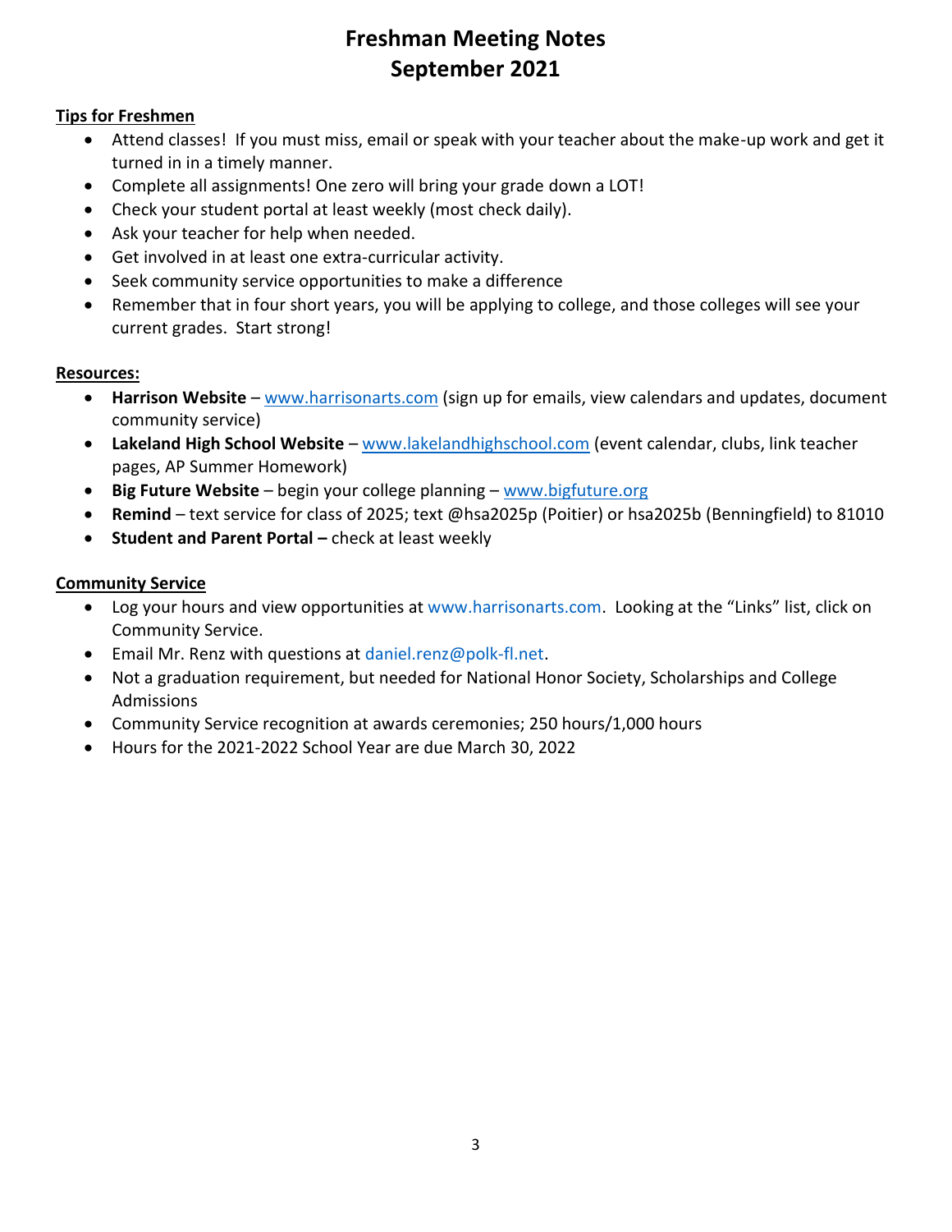# Freshman Meeting Notes
# September 2021

**Tips for Freshmen**

- Attend classes! If you must miss, email or speak with your teacher about the make-up work and get it turned in in a timely manner.
- Complete all assignments! One zero will bring your grade down a LOT!
- Check your student portal at least weekly (most check daily).
- Ask your teacher for help when needed.
- Get involved in at least one extra-curricular activity.
- Seek community service opportunities to make a difference
- Remember that in four short years, you will be applying to college, and those colleges will see your current grades. Start strong!

**Resources:**

- **Harrison Website** – www.harrisonarts.com (sign up for emails, view calendars and updates, document community service)
- **Lakeland High School Website** – www.lakelandhighschool.com (event calendar, clubs, link teacher pages, AP Summer Homework)
- **Big Future Website** – begin your college planning – www.bigfuture.org
- **Remind** – text service for class of 2025; text @hsa2025p (Poitier) or hsa2025b (Benningfield) to 81010
- **Student and Parent Portal –** check at least weekly

**Community Service**

- Log your hours and view opportunities at www.harrisonarts.com. Looking at the "Links" list, click on Community Service.
- Email Mr. Renz with questions at daniel.renz@polk-fl.net.
- Not a graduation requirement, but needed for National Honor Society, Scholarships and College Admissions
- Community Service recognition at awards ceremonies; 250 hours/1,000 hours
- Hours for the 2021-2022 School Year are due March 30, 2022